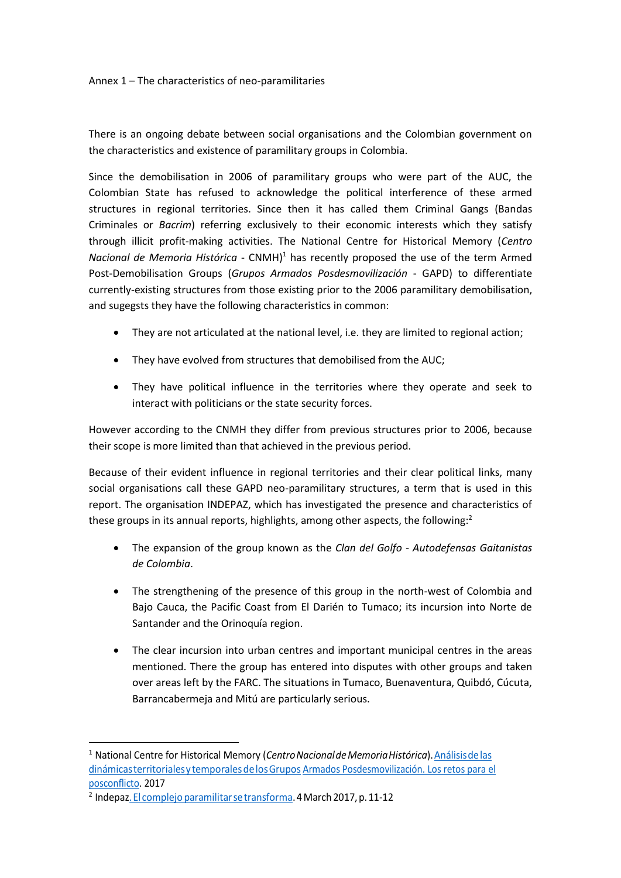Annex 1 – The characteristics of neo-paramilitaries

There is an ongoing debate between social organisations and the Colombian government on the characteristics and existence of paramilitary groups in Colombia.

Since the demobilisation in 2006 of paramilitary groups who were part of the AUC, the Colombian State has refused to acknowledge the political interference of these armed structures in regional territories. Since then it has called them Criminal Gangs (Bandas Criminales or *Bacrim*) referring exclusively to their economic interests which they satisfy through illicit profit-making activities. The National Centre for Historical Memory (*Centro Nacional de Memoria Histórica* - CNMH)[1] has recently proposed the use of the term Armed Post-Demobilisation Groups (*Grupos Armados Posdesmovilización* - GAPD) to differentiate currently-existing structures from those existing prior to the 2006 paramilitary demobilisation, and sugegsts they have the following characteristics in common:

- They are not articulated at the national level, i.e. they are limited to regional action;
- They have evolved from structures that demobilised from the AUC;
- They have political influence in the territories where they operate and seek to interact with politicians or the state security forces.

However according to the CNMH they differ from previous structures prior to 2006, because their scope is more limited than that achieved in the previous period.

Because of their evident influence in regional territories and their clear political links, many social organisations call these GAPD neo-paramilitary structures, a term that is used in this report. The organisation INDEPAZ, which has investigated the presence and characteristics of these groups in its annual reports, highlights, among other aspects, the following:[2]

- The expansion of the group known as the *Clan del Golfo - Autodefensas Gaitanistas de Colombia*.
- The strengthening of the presence of this group in the north-west of Colombia and Bajo Cauca, the Pacific Coast from El Darién to Tumaco; its incursion into Norte de Santander and the Orinoquía region.
- The clear incursion into urban centres and important municipal centres in the areas mentioned. There the group has entered into disputes with other groups and taken over areas left by the FARC. The situations in Tumaco, Buenaventura, Quibdó, Cúcuta, Barrancabermeja and Mitú are particularly serious.

---

[1] National Centre for Historical Memory (*Centro Nacional de Memoria Histórica*). Análisis de las dinámicas territoriales y temporales de los Grupos Armados Posdesmovilización. Los retos para el posconflicto. 2017

[2] Indepaz. El complejo paramilitar se transforma. 4 March 2017, p. 11-12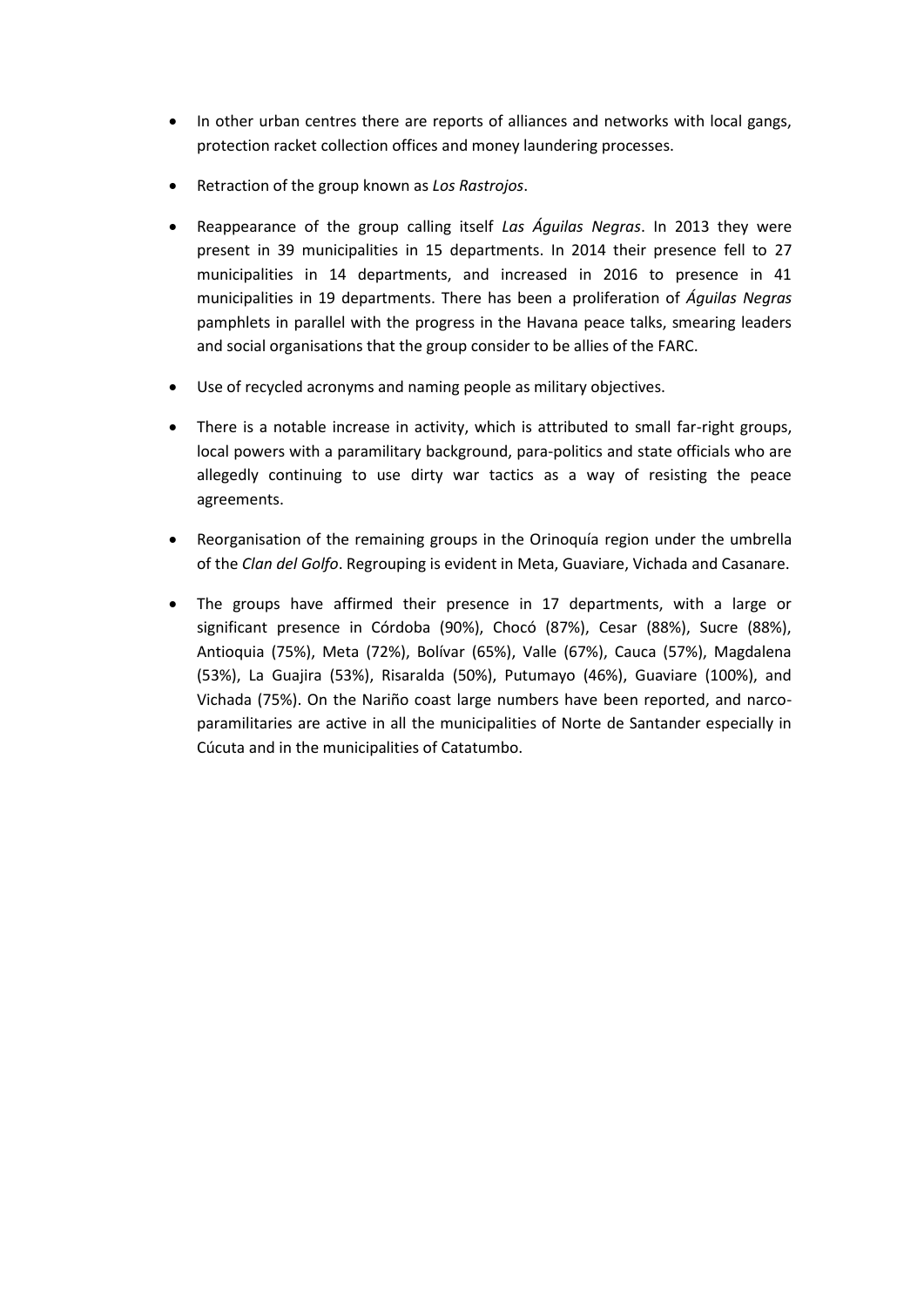- In other urban centres there are reports of alliances and networks with local gangs, protection racket collection offices and money laundering processes.
- Retraction of the group known as *Los Rastrojos*.
- Reappearance of the group calling itself *Las Águilas Negras*. In 2013 they were present in 39 municipalities in 15 departments. In 2014 their presence fell to 27 municipalities in 14 departments, and increased in 2016 to presence in 41 municipalities in 19 departments. There has been a proliferation of *Águilas Negras* pamphlets in parallel with the progress in the Havana peace talks, smearing leaders and social organisations that the group consider to be allies of the FARC.
- Use of recycled acronyms and naming people as military objectives.
- There is a notable increase in activity, which is attributed to small far-right groups, local powers with a paramilitary background, para-politics and state officials who are allegedly continuing to use dirty war tactics as a way of resisting the peace agreements.
- Reorganisation of the remaining groups in the Orinoquía region under the umbrella of the *Clan del Golfo*. Regrouping is evident in Meta, Guaviare, Vichada and Casanare.
- The groups have affirmed their presence in 17 departments, with a large or significant presence in Córdoba (90%), Chocó (87%), Cesar (88%), Sucre (88%), Antioquia (75%), Meta (72%), Bolívar (65%), Valle (67%), Cauca (57%), Magdalena (53%), La Guajira (53%), Risaralda (50%), Putumayo (46%), Guaviare (100%), and Vichada (75%). On the Nariño coast large numbers have been reported, and narco-paramilitaries are active in all the municipalities of Norte de Santander especially in Cúcuta and in the municipalities of Catatumbo.